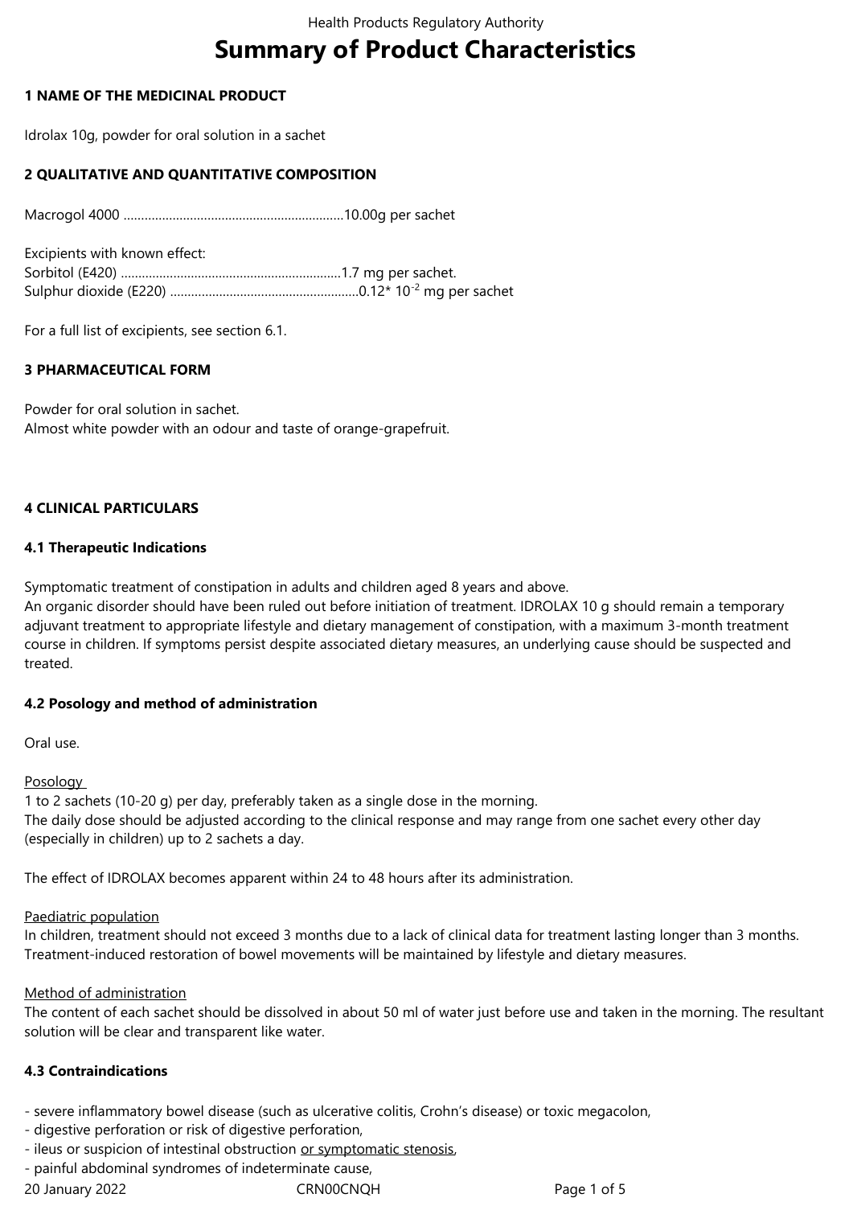# Summary of Product Characteristics

## 1 NAME OF THE MEDICINAL PRODUCT

Idrolax 10g, powder for oral solution in a sachet

## 2 QUALITATIVE AND QUANTITATIVE COMPOSITION

Macrogol 4000 ..............................................................10.00g per sachet

Excipients with known effect:
Sorbitol (E420) ..............................................................1.7 mg per sachet.
Sulphur dioxide (E220) .....................................................$0.12 * 10^{-2}$ mg per sachet

For a full list of excipients, see section 6.1.

## 3 PHARMACEUTICAL FORM

Powder for oral solution in sachet.
Almost white powder with an odour and taste of orange-grapefruit.

## 4 CLINICAL PARTICULARS

### 4.1 Therapeutic Indications

Symptomatic treatment of constipation in adults and children aged 8 years and above.
An organic disorder should have been ruled out before initiation of treatment. IDROLAX 10 g should remain a temporary adjuvant treatment to appropriate lifestyle and dietary management of constipation, with a maximum 3-month treatment course in children. If symptoms persist despite associated dietary measures, an underlying cause should be suspected and treated.

### 4.2 Posology and method of administration

Oral use.

Posology
1 to 2 sachets (10-20 g) per day, preferably taken as a single dose in the morning.
The daily dose should be adjusted according to the clinical response and may range from one sachet every other day (especially in children) up to 2 sachets a day.

The effect of IDROLAX becomes apparent within 24 to 48 hours after its administration.

Paediatric population
In children, treatment should not exceed 3 months due to a lack of clinical data for treatment lasting longer than 3 months. Treatment-induced restoration of bowel movements will be maintained by lifestyle and dietary measures.

Method of administration
The content of each sachet should be dissolved in about 50 ml of water just before use and taken in the morning. The resultant solution will be clear and transparent like water.

### 4.3 Contraindications

- severe inflammatory bowel disease (such as ulcerative colitis, Crohn's disease) or toxic megacolon,
- digestive perforation or risk of digestive perforation,
- ileus or suspicion of intestinal obstruction or symptomatic stenosis,
- painful abdominal syndromes of indeterminate cause,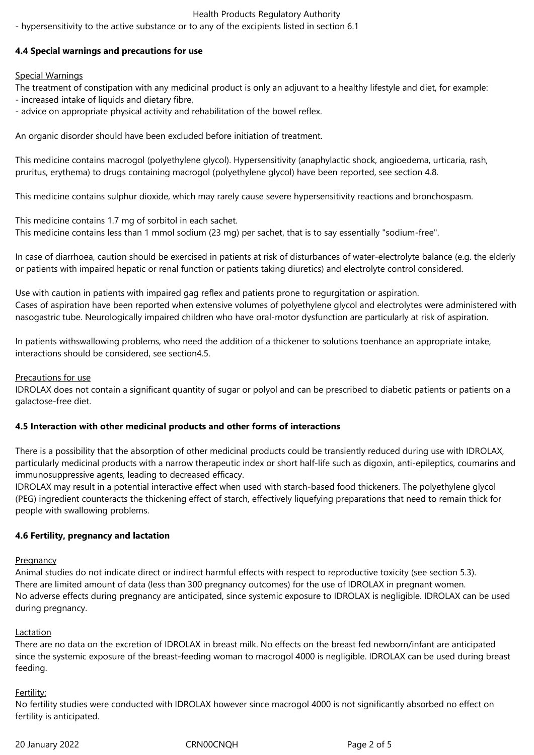- hypersensitivity to the active substance or to any of the excipients listed in section 6.1

### 4.4 Special warnings and precautions for use

Special Warnings

The treatment of constipation with any medicinal product is only an adjuvant to a healthy lifestyle and diet, for example:
- increased intake of liquids and dietary fibre,
- advice on appropriate physical activity and rehabilitation of the bowel reflex.

An organic disorder should have been excluded before initiation of treatment.

This medicine contains macrogol (polyethylene glycol). Hypersensitivity (anaphylactic shock, angioedema, urticaria, rash, pruritus, erythema) to drugs containing macrogol (polyethylene glycol) have been reported, see section 4.8.

This medicine contains sulphur dioxide, which may rarely cause severe hypersensitivity reactions and bronchospasm.

This medicine contains 1.7 mg of sorbitol in each sachet.
This medicine contains less than 1 mmol sodium (23 mg) per sachet, that is to say essentially "sodium-free".

In case of diarrhoea, caution should be exercised in patients at risk of disturbances of water-electrolyte balance (e.g. the elderly or patients with impaired hepatic or renal function or patients taking diuretics) and electrolyte control considered.

Use with caution in patients with impaired gag reflex and patients prone to regurgitation or aspiration.
Cases of aspiration have been reported when extensive volumes of polyethylene glycol and electrolytes were administered with nasogastric tube. Neurologically impaired children who have oral-motor dysfunction are particularly at risk of aspiration.

In patients withswallowing problems, who need the addition of a thickener to solutions toenhance an appropriate intake, interactions should be considered, see section4.5.

Precautions for use

IDROLAX does not contain a significant quantity of sugar or polyol and can be prescribed to diabetic patients or patients on a galactose-free diet.

### 4.5 Interaction with other medicinal products and other forms of interactions

There is a possibility that the absorption of other medicinal products could be transiently reduced during use with IDROLAX, particularly medicinal products with a narrow therapeutic index or short half-life such as digoxin, anti-epileptics, coumarins and immunosuppressive agents, leading to decreased efficacy.
IDROLAX may result in a potential interactive effect when used with starch-based food thickeners. The polyethylene glycol (PEG) ingredient counteracts the thickening effect of starch, effectively liquefying preparations that need to remain thick for people with swallowing problems.

### 4.6 Fertility, pregnancy and lactation

Pregnancy

Animal studies do not indicate direct or indirect harmful effects with respect to reproductive toxicity (see section 5.3).
There are limited amount of data (less than 300 pregnancy outcomes) for the use of IDROLAX in pregnant women.
No adverse effects during pregnancy are anticipated, since systemic exposure to IDROLAX is negligible. IDROLAX can be used during pregnancy.

Lactation

There are no data on the excretion of IDROLAX in breast milk. No effects on the breast fed newborn/infant are anticipated since the systemic exposure of the breast-feeding woman to macrogol 4000 is negligible. IDROLAX can be used during breast feeding.

Fertility:

No fertility studies were conducted with IDROLAX however since macrogol 4000 is not significantly absorbed no effect on fertility is anticipated.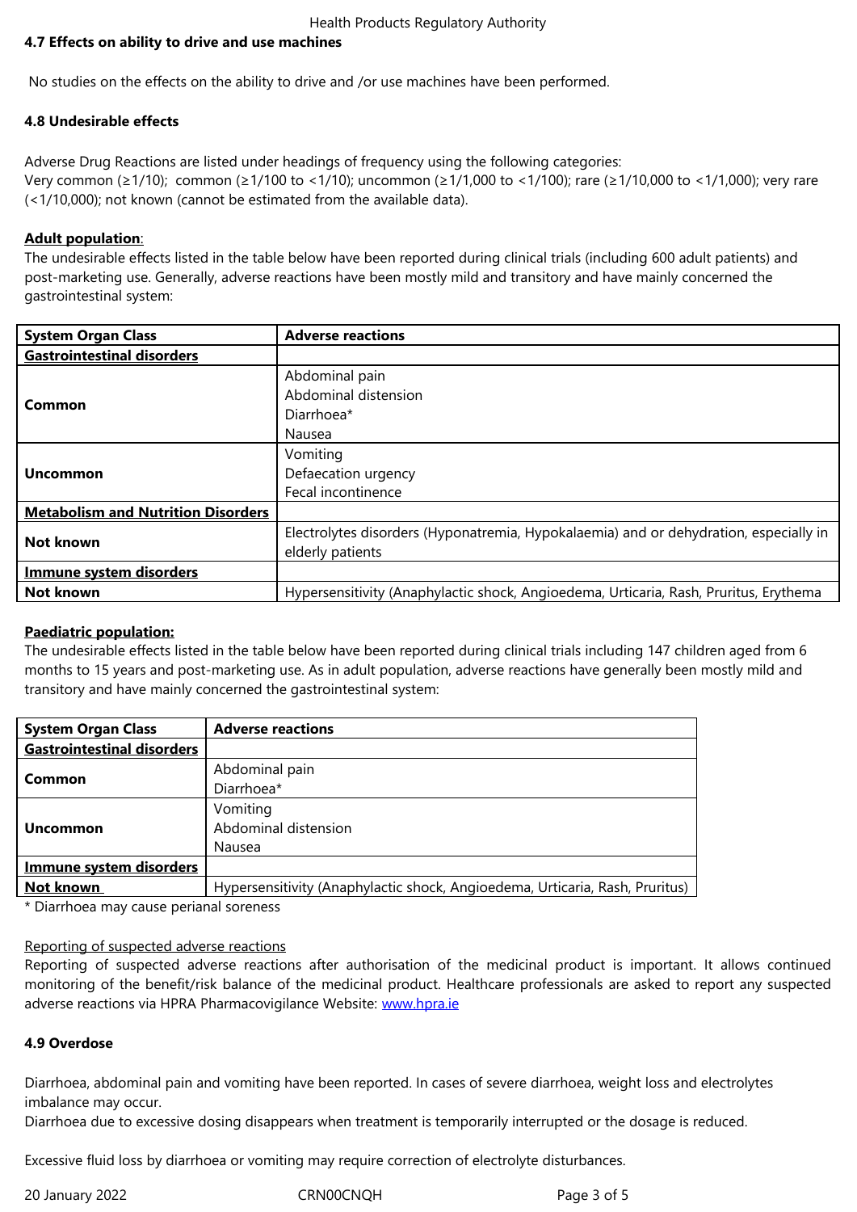### 4.7 Effects on ability to drive and use machines

No studies on the effects on the ability to drive and /or use machines have been performed.

### 4.8 Undesirable effects

Adverse Drug Reactions are listed under headings of frequency using the following categories:
Very common (≥1/10); common (≥1/100 to <1/10); uncommon (≥1/1,000 to <1/100); rare (≥1/10,000 to <1/1,000); very rare (<1/10,000); not known (cannot be estimated from the available data).

**Adult population**:
The undesirable effects listed in the table below have been reported during clinical trials (including 600 adult patients) and post-marketing use. Generally, adverse reactions have been mostly mild and transitory and have mainly concerned the gastrointestinal system:

| System Organ Class | Adverse reactions |
|---|---|
| **Gastrointestinal disorders** | |
| **Common** | Abdominal pain<br>Abdominal distension<br>Diarrhoea*<br>Nausea |
| **Uncommon** | Vomiting<br>Defaecation urgency<br>Fecal incontinence |
| **Metabolism and Nutrition Disorders** | |
| **Not known** | Electrolytes disorders (Hyponatremia, Hypokalaemia) and or dehydration, especially in elderly patients |
| **Immune system disorders** | |
| **Not known** | Hypersensitivity (Anaphylactic shock, Angioedema, Urticaria, Rash, Pruritus, Erythema |

**Paediatric population:**
The undesirable effects listed in the table below have been reported during clinical trials including 147 children aged from 6 months to 15 years and post-marketing use. As in adult population, adverse reactions have generally been mostly mild and transitory and have mainly concerned the gastrointestinal system:

| System Organ Class | Adverse reactions |
|---|---|
| **Gastrointestinal disorders** | |
| **Common** | Abdominal pain<br>Diarrhoea* |
| **Uncommon** | Vomiting<br>Abdominal distension<br>Nausea |
| **Immune system disorders** | |
| **Not known** | Hypersensitivity (Anaphylactic shock, Angioedema, Urticaria, Rash, Pruritus) |

* Diarrhoea may cause perianal soreness

Reporting of suspected adverse reactions
Reporting of suspected adverse reactions after authorisation of the medicinal product is important. It allows continued monitoring of the benefit/risk balance of the medicinal product. Healthcare professionals are asked to report any suspected adverse reactions via HPRA Pharmacovigilance Website: www.hpra.ie

### 4.9 Overdose

Diarrhoea, abdominal pain and vomiting have been reported. In cases of severe diarrhoea, weight loss and electrolytes imbalance may occur.
Diarrhoea due to excessive dosing disappears when treatment is temporarily interrupted or the dosage is reduced.

Excessive fluid loss by diarrhoea or vomiting may require correction of electrolyte disturbances.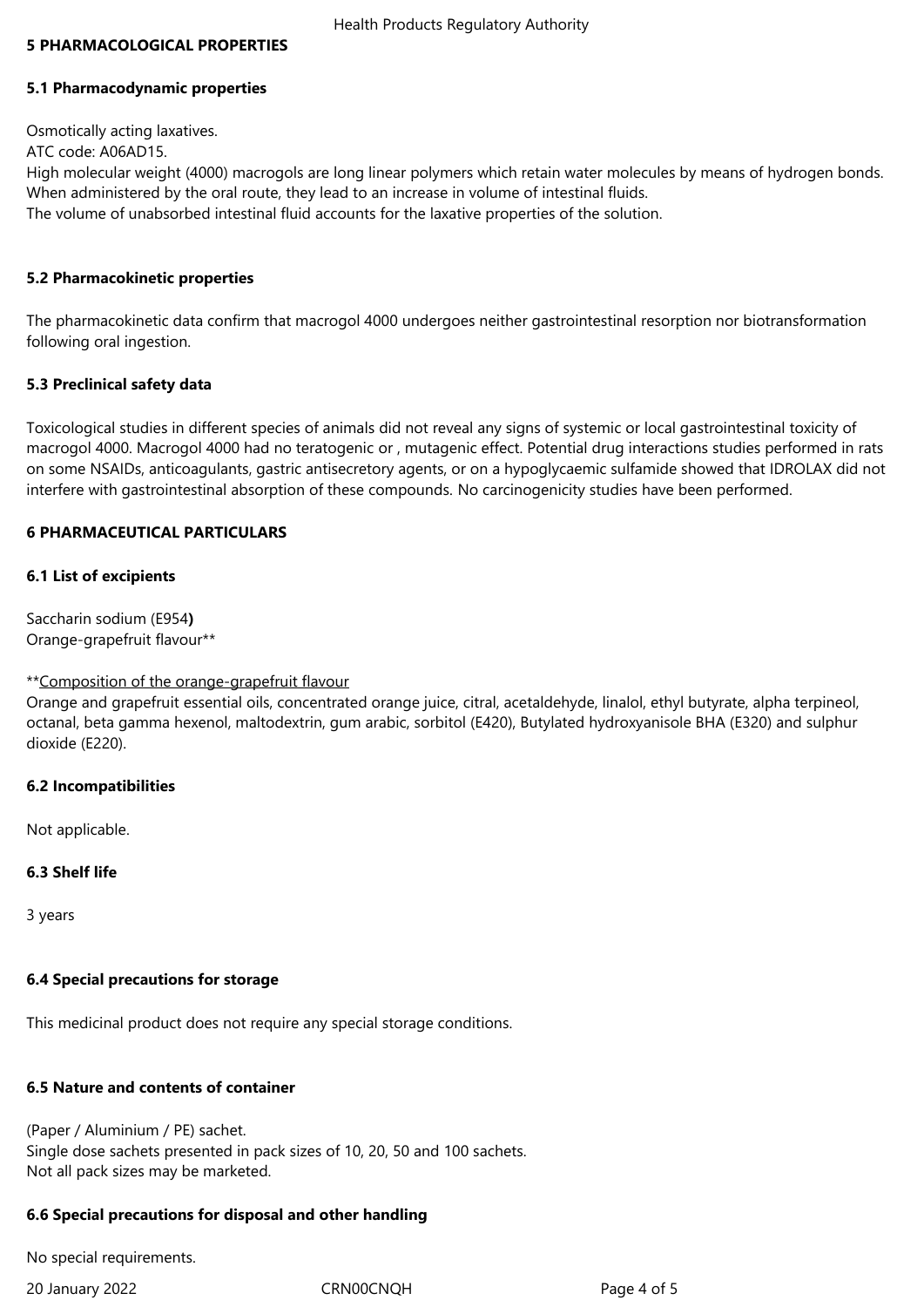## 5 PHARMACOLOGICAL PROPERTIES

### 5.1 Pharmacodynamic properties

Osmotically acting laxatives.
ATC code: A06AD15.
High molecular weight (4000) macrogols are long linear polymers which retain water molecules by means of hydrogen bonds. When administered by the oral route, they lead to an increase in volume of intestinal fluids.
The volume of unabsorbed intestinal fluid accounts for the laxative properties of the solution.

### 5.2 Pharmacokinetic properties

The pharmacokinetic data confirm that macrogol 4000 undergoes neither gastrointestinal resorption nor biotransformation following oral ingestion.

### 5.3 Preclinical safety data

Toxicological studies in different species of animals did not reveal any signs of systemic or local gastrointestinal toxicity of macrogol 4000. Macrogol 4000 had no teratogenic or , mutagenic effect. Potential drug interactions studies performed in rats on some NSAIDs, anticoagulants, gastric antisecretory agents, or on a hypoglycaemic sulfamide showed that IDROLAX did not interfere with gastrointestinal absorption of these compounds. No carcinogenicity studies have been performed.

## 6 PHARMACEUTICAL PARTICULARS

### 6.1 List of excipients

Saccharin sodium (E954**)**
Orange-grapefruit flavour**

**Composition of the orange-grapefruit flavour
Orange and grapefruit essential oils, concentrated orange juice, citral, acetaldehyde, linalol, ethyl butyrate, alpha terpineol, octanal, beta gamma hexenol, maltodextrin, gum arabic, sorbitol (E420), Butylated hydroxyanisole BHA (E320) and sulphur dioxide (E220).

### 6.2 Incompatibilities

Not applicable.

### 6.3 Shelf life

3 years

### 6.4 Special precautions for storage

This medicinal product does not require any special storage conditions.

### 6.5 Nature and contents of container

(Paper / Aluminium / PE) sachet.
Single dose sachets presented in pack sizes of 10, 20, 50 and 100 sachets.
Not all pack sizes may be marketed.

### 6.6 Special precautions for disposal and other handling

No special requirements.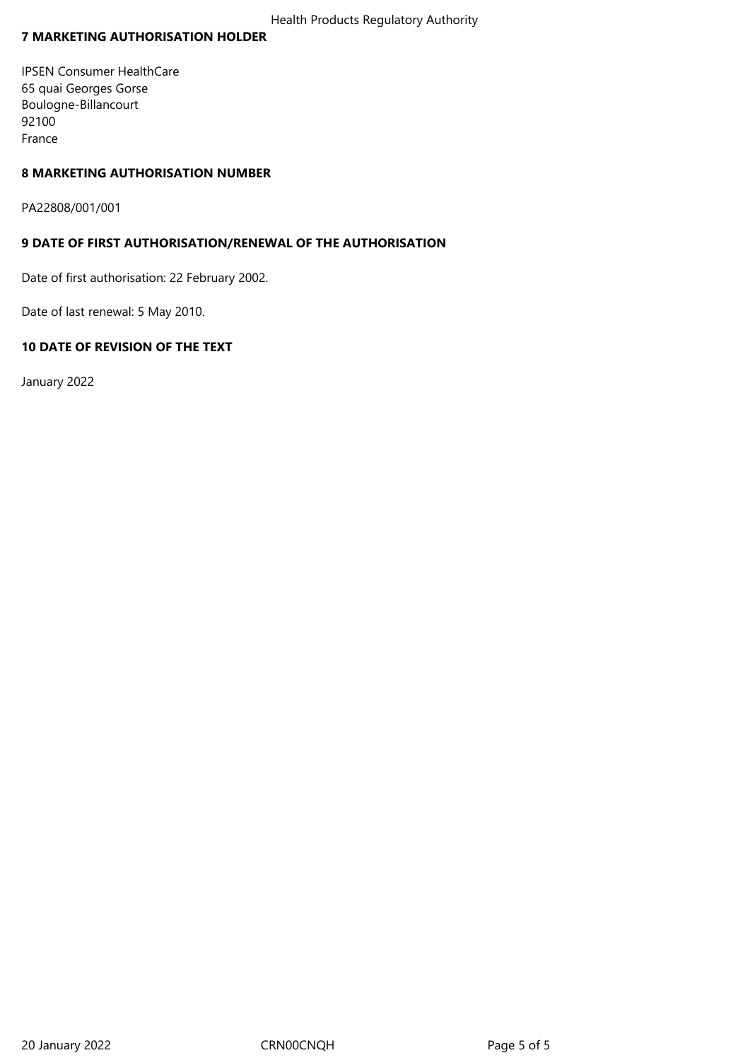## 7 MARKETING AUTHORISATION HOLDER

IPSEN Consumer HealthCare
65 quai Georges Gorse
Boulogne-Billancourt
92100
France

## 8 MARKETING AUTHORISATION NUMBER

PA22808/001/001

## 9 DATE OF FIRST AUTHORISATION/RENEWAL OF THE AUTHORISATION

Date of first authorisation: 22 February 2002.

Date of last renewal: 5 May 2010.

## 10 DATE OF REVISION OF THE TEXT

January 2022